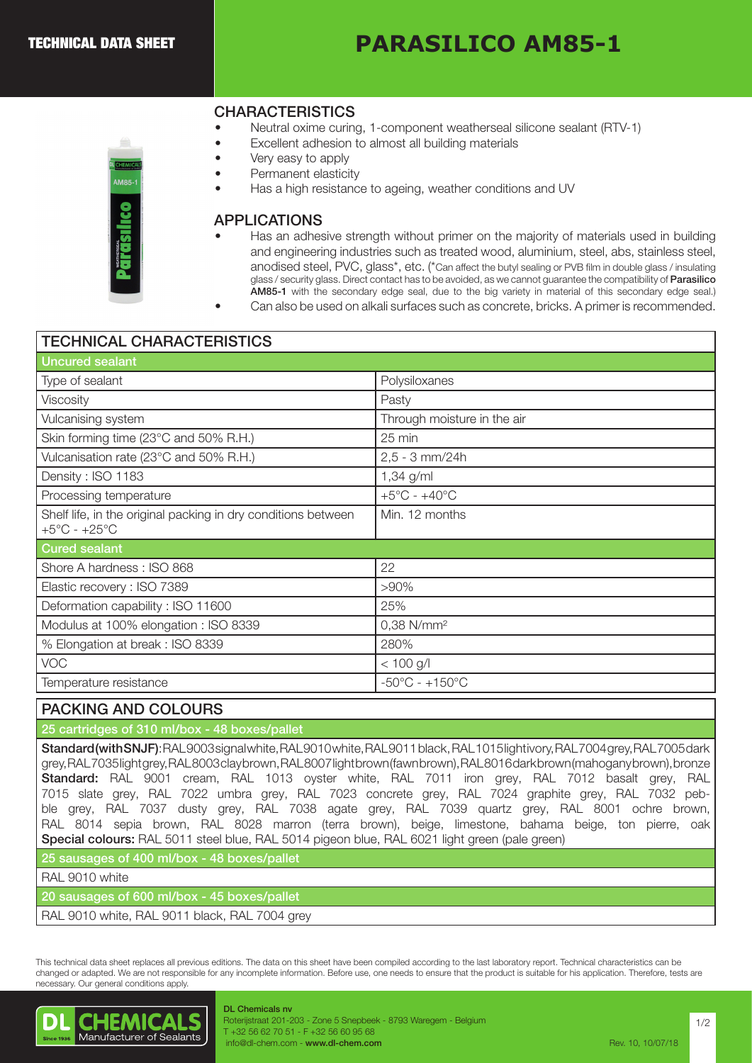TECHNICAL DATA SHEET

# PARASILICO AM85-1

## CHARACTERISTICS

- Neutral oxime curing, 1-component weatherseal silicone sealant (RTV-1)
- Excellent adhesion to almost all building materials
- Very easy to apply
- Permanent elasticity
- Has a high resistance to ageing, weather conditions and UV

## APPLICATIONS

- Has an adhesive strength without primer on the majority of materials used in building and engineering industries such as treated wood, aluminium, steel, abs, stainless steel, anodised steel, PVC, glass*, etc. (*Can affect the butyl sealing or PVB film in double glass / insulating glass / security glass. Direct contact has to be avoided, as we cannot guarantee the compatibility of **Parasilico AM85-1** with the secondary edge seal, due to the big variety in material of this secondary edge seal.)
- Can also be used on alkali surfaces such as concrete, bricks. A primer is recommended.

## TECHNICAL CHARACTERISTICS

| Uncured sealant | |
|---|---|
| Type of sealant | Polysiloxanes |
| Viscosity | Pasty |
| Vulcanising system | Through moisture in the air |
| Skin forming time (23°C and 50% R.H.) | 25 min |
| Vulcanisation rate (23°C and 50% R.H.) | 2,5 - 3 mm/24h |
| Density : ISO 1183 | 1,34 g/ml |
| Processing temperature | +5°C - +40°C |
| Shelf life, in the original packing in dry conditions between +5°C - +25°C | Min. 12 months |
| **Cured sealant** | |
| Shore A hardness : ISO 868 | 22 |
| Elastic recovery : ISO 7389 | >90% |
| Deformation capability : ISO 11600 | 25% |
| Modulus at 100% elongation : ISO 8339 | 0,38 N/mm² |
| % Elongation at break : ISO 8339 | 280% |
| VOC | < 100 g/l |
| Temperature resistance | -50°C - +150°C |

## PACKING AND COLOURS

**25 cartridges of 310 ml/box - 48 boxes/pallet**

**Standard (with SNJF)**: RAL 9003 signal white, RAL 9010 white, RAL 9011 black, RAL 1015 light ivory, RAL 7004 grey, RAL 7005 dark grey, RAL 7035 light grey, RAL 8003 clay brown, RAL 8007 light brown (fawn brown), RAL 8016 dark brown (mahogany brown), bronze
**Standard:** RAL 9001 cream, RAL 1013 oyster white, RAL 7011 iron grey, RAL 7012 basalt grey, RAL 7015 slate grey, RAL 7022 umbra grey, RAL 7023 concrete grey, RAL 7024 graphite grey, RAL 7032 pebble grey, RAL 7037 dusty grey, RAL 7038 agate grey, RAL 7039 quartz grey, RAL 8001 ochre brown, RAL 8014 sepia brown, RAL 8028 marron (terra brown), beige, limestone, bahama beige, ton pierre, oak
**Special colours:** RAL 5011 steel blue, RAL 5014 pigeon blue, RAL 6021 light green (pale green)

**25 sausages of 400 ml/box - 48 boxes/pallet**

RAL 9010 white

**20 sausages of 600 ml/box - 45 boxes/pallet**

RAL 9010 white, RAL 9011 black, RAL 7004 grey

This technical data sheet replaces all previous editions. The data on this sheet have been compiled according to the last laboratory report. Technical characteristics can be changed or adapted. We are not responsible for any incomplete information. Before use, one needs to ensure that the product is suitable for his application. Therefore, tests are necessary. Our general conditions apply.

DL CHEMICALS Since 1936 Manufacturer of Sealants

**DL Chemicals nv**
Roterijstraat 201-203 - Zone 5 Snepbeek - 8793 Waregem - Belgium
T +32 56 62 70 51 - F +32 56 60 95 68
info@dl-chem.com - **www.dl-chem.com**

Rev. 10, 10/07/18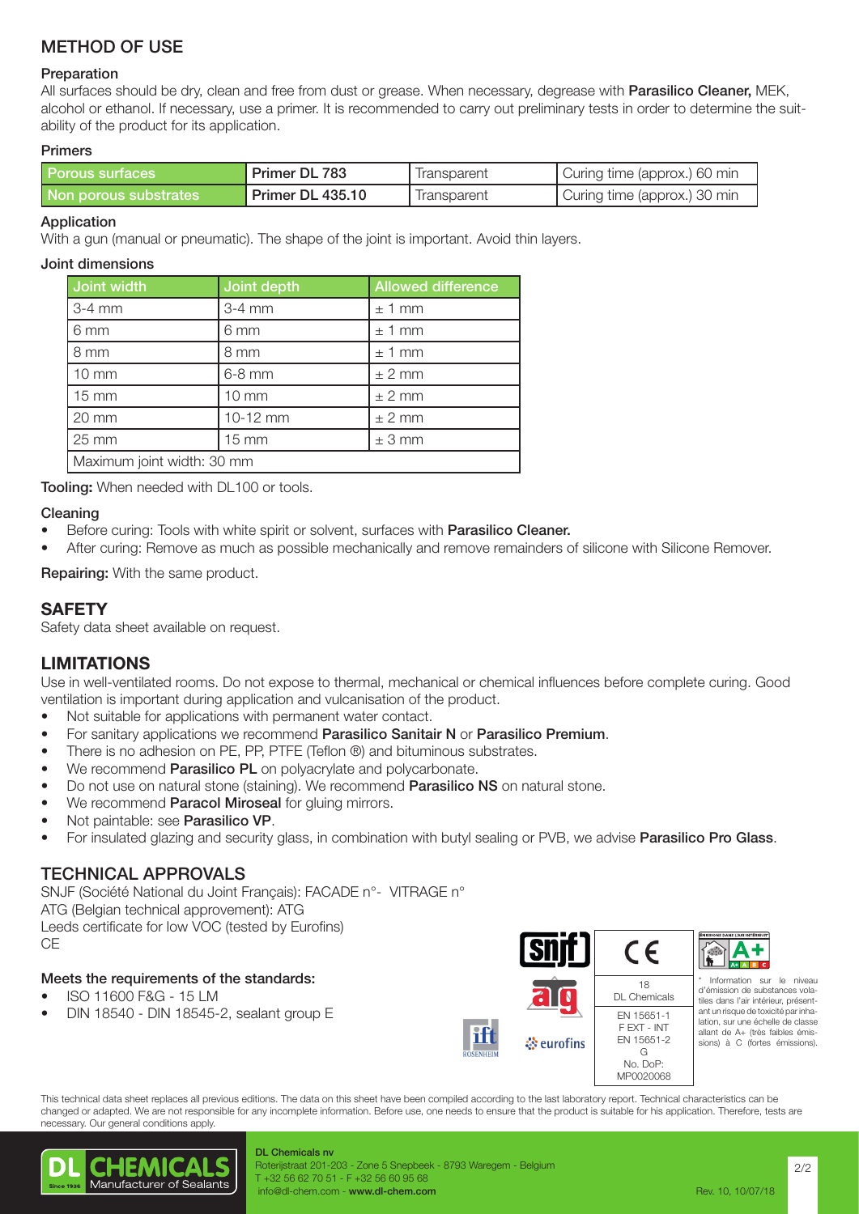## METHOD OF USE

### Preparation

All surfaces should be dry, clean and free from dust or grease. When necessary, degrease with **Parasilico Cleaner,** MEK, alcohol or ethanol. If necessary, use a primer. It is recommended to carry out preliminary tests in order to determine the suitability of the product for its application.

### Primers

| | | | |
|---|---|---|---|
| Porous surfaces | **Primer DL 783** | Transparent | Curing time (approx.) 60 min |
| Non porous substrates | **Primer DL 435.10** | Transparent | Curing time (approx.) 30 min |

### Application

With a gun (manual or pneumatic). The shape of the joint is important. Avoid thin layers.

### Joint dimensions

| Joint width | Joint depth | Allowed difference |
|---|---|---|
| 3-4 mm | 3-4 mm | ± 1 mm |
| 6 mm | 6 mm | ± 1 mm |
| 8 mm | 8 mm | ± 1 mm |
| 10 mm | 6-8 mm | ± 2 mm |
| 15 mm | 10 mm | ± 2 mm |
| 20 mm | 10-12 mm | ± 2 mm |
| 25 mm | 15 mm | ± 3 mm |
| Maximum joint width: 30 mm | | |

**Tooling:** When needed with DL100 or tools.

### Cleaning

- Before curing: Tools with white spirit or solvent, surfaces with **Parasilico Cleaner.**
- After curing: Remove as much as possible mechanically and remove remainders of silicone with Silicone Remover.

**Repairing:** With the same product.

## SAFETY

Safety data sheet available on request.

## LIMITATIONS

Use in well-ventilated rooms. Do not expose to thermal, mechanical or chemical influences before complete curing. Good ventilation is important during application and vulcanisation of the product.

- Not suitable for applications with permanent water contact.
- For sanitary applications we recommend **Parasilico Sanitair N** or **Parasilico Premium**.
- There is no adhesion on PE, PP, PTFE (Teflon ®) and bituminous substrates.
- We recommend **Parasilico PL** on polyacrylate and polycarbonate.
- Do not use on natural stone (staining). We recommend **Parasilico NS** on natural stone.
- We recommend **Paracol Miroseal** for gluing mirrors.
- Not paintable: see **Parasilico VP**.
- For insulated glazing and security glass, in combination with butyl sealing or PVB, we advise **Parasilico Pro Glass**.

## TECHNICAL APPROVALS

SNJF (Société National du Joint Français): FACADE n°- VITRAGE n°
ATG (Belgian technical approvement): ATG
Leeds certificate for low VOC (tested by Eurofins)
CE

### Meets the requirements of the standards:

- ISO 11600 F&G - 15 LM
- DIN 18540 - DIN 18545-2, sealant group E

snjf
atg
ift ROSENHEIM
eurofins

CE
18
DL Chemicals
EN 15651-1
F EXT - INT
EN 15651-2
G
No. DoP:
MP0020068

ÉMISSIONS DANS L'AIR INTÉRIEUR*
A+
A+ A B C

* Information sur le niveau d'émission de substances volatiles dans l'air intérieur, présentant un risque de toxicité par inhalation, sur une échelle de classe allant de A+ (très faibles émissions) à C (fortes émissions).

This technical data sheet replaces all previous editions. The data on this sheet have been compiled according to the last laboratory report. Technical characteristics can be changed or adapted. We are not responsible for any incomplete information. Before use, one needs to ensure that the product is suitable for his application. Therefore, tests are necessary. Our general conditions apply.

DL CHEMICALS Since 1936 Manufacturer of Sealants

**DL Chemicals nv**
Roterijstraat 201-203 - Zone 5 Snepbeek - 8793 Waregem - Belgium
T +32 56 62 70 51 - F +32 56 60 95 68
info@dl-chem.com - **www.dl-chem.com**

Rev. 10, 10/07/18